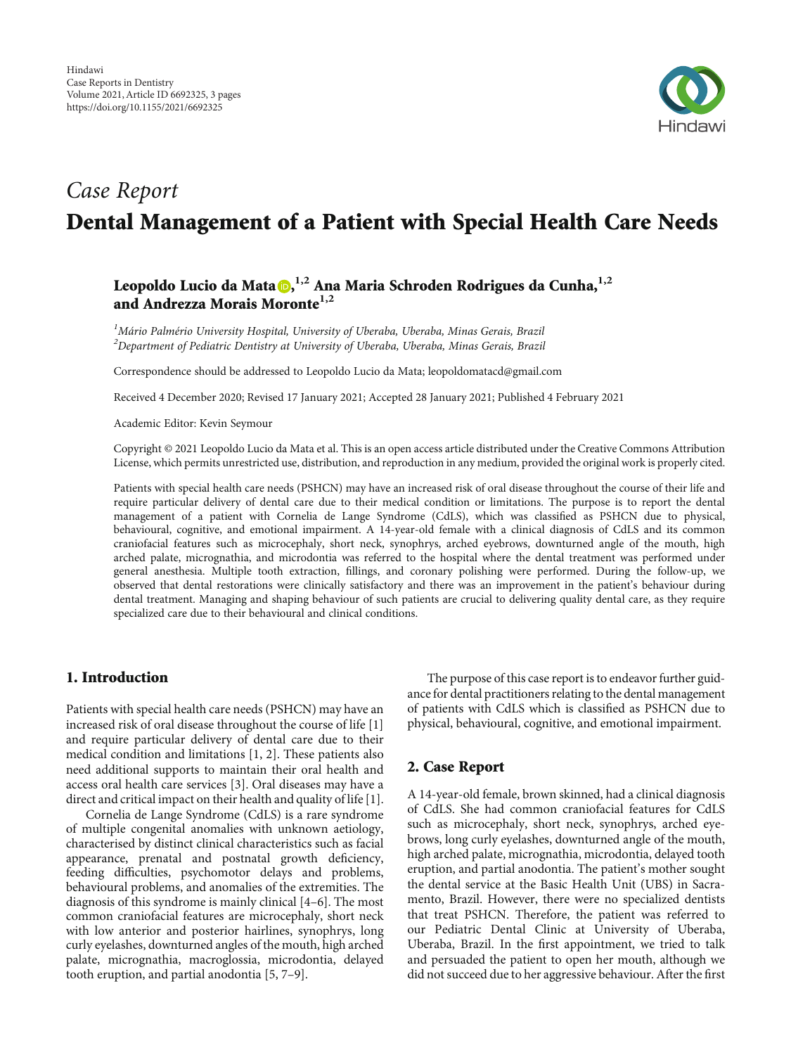*Case Report*

# Dental Management of a Patient with Special Health Care Needs

**Leopoldo Lucio da Mata**[1,2] **Ana Maria Schroden Rodrigues da Cunha,**[1,2] **and Andrezza Morais Moronte**[1,2]

[1]*Mário Palmério University Hospital, University of Uberaba, Uberaba, Minas Gerais, Brazil*
[2]*Department of Pediatric Dentistry at University of Uberaba, Uberaba, Minas Gerais, Brazil*

Correspondence should be addressed to Leopoldo Lucio da Mata; leopoldomatacd@gmail.com

Received 4 December 2020; Revised 17 January 2021; Accepted 28 January 2021; Published 4 February 2021

Academic Editor: Kevin Seymour

Copyright © 2021 Leopoldo Lucio da Mata et al. This is an open access article distributed under the Creative Commons Attribution License, which permits unrestricted use, distribution, and reproduction in any medium, provided the original work is properly cited.

Patients with special health care needs (PSHCN) may have an increased risk of oral disease throughout the course of their life and require particular delivery of dental care due to their medical condition or limitations. The purpose is to report the dental management of a patient with Cornelia de Lange Syndrome (CdLS), which was classified as PSHCN due to physical, behavioural, cognitive, and emotional impairment. A 14-year-old female with a clinical diagnosis of CdLS and its common craniofacial features such as microcephaly, short neck, synophrys, arched eyebrows, downturned angle of the mouth, high arched palate, micrognathia, and microdontia was referred to the hospital where the dental treatment was performed under general anesthesia. Multiple tooth extraction, fillings, and coronary polishing were performed. During the follow-up, we observed that dental restorations were clinically satisfactory and there was an improvement in the patient's behaviour during dental treatment. Managing and shaping behaviour of such patients are crucial to delivering quality dental care, as they require specialized care due to their behavioural and clinical conditions.

## 1. Introduction

Patients with special health care needs (PSHCN) may have an increased risk of oral disease throughout the course of life [1] and require particular delivery of dental care due to their medical condition and limitations [1, 2]. These patients also need additional supports to maintain their oral health and access oral health care services [3]. Oral diseases may have a direct and critical impact on their health and quality of life [1].

Cornelia de Lange Syndrome (CdLS) is a rare syndrome of multiple congenital anomalies with unknown aetiology, characterised by distinct clinical characteristics such as facial appearance, prenatal and postnatal growth deficiency, feeding difficulties, psychomotor delays and problems, behavioural problems, and anomalies of the extremities. The diagnosis of this syndrome is mainly clinical [4–6]. The most common craniofacial features are microcephaly, short neck with low anterior and posterior hairlines, synophrys, long curly eyelashes, downturned angles of the mouth, high arched palate, micrognathia, macroglossia, microdontia, delayed tooth eruption, and partial anodontia [5, 7–9].

The purpose of this case report is to endeavor further guidance for dental practitioners relating to the dental management of patients with CdLS which is classified as PSHCN due to physical, behavioural, cognitive, and emotional impairment.

## 2. Case Report

A 14-year-old female, brown skinned, had a clinical diagnosis of CdLS. She had common craniofacial features for CdLS such as microcephaly, short neck, synophrys, arched eyebrows, long curly eyelashes, downturned angle of the mouth, high arched palate, micrognathia, microdontia, delayed tooth eruption, and partial anodontia. The patient's mother sought the dental service at the Basic Health Unit (UBS) in Sacramento, Brazil. However, there were no specialized dentists that treat PSHCN. Therefore, the patient was referred to our Pediatric Dental Clinic at University of Uberaba, Uberaba, Brazil. In the first appointment, we tried to talk and persuaded the patient to open her mouth, although we did not succeed due to her aggressive behaviour. After the first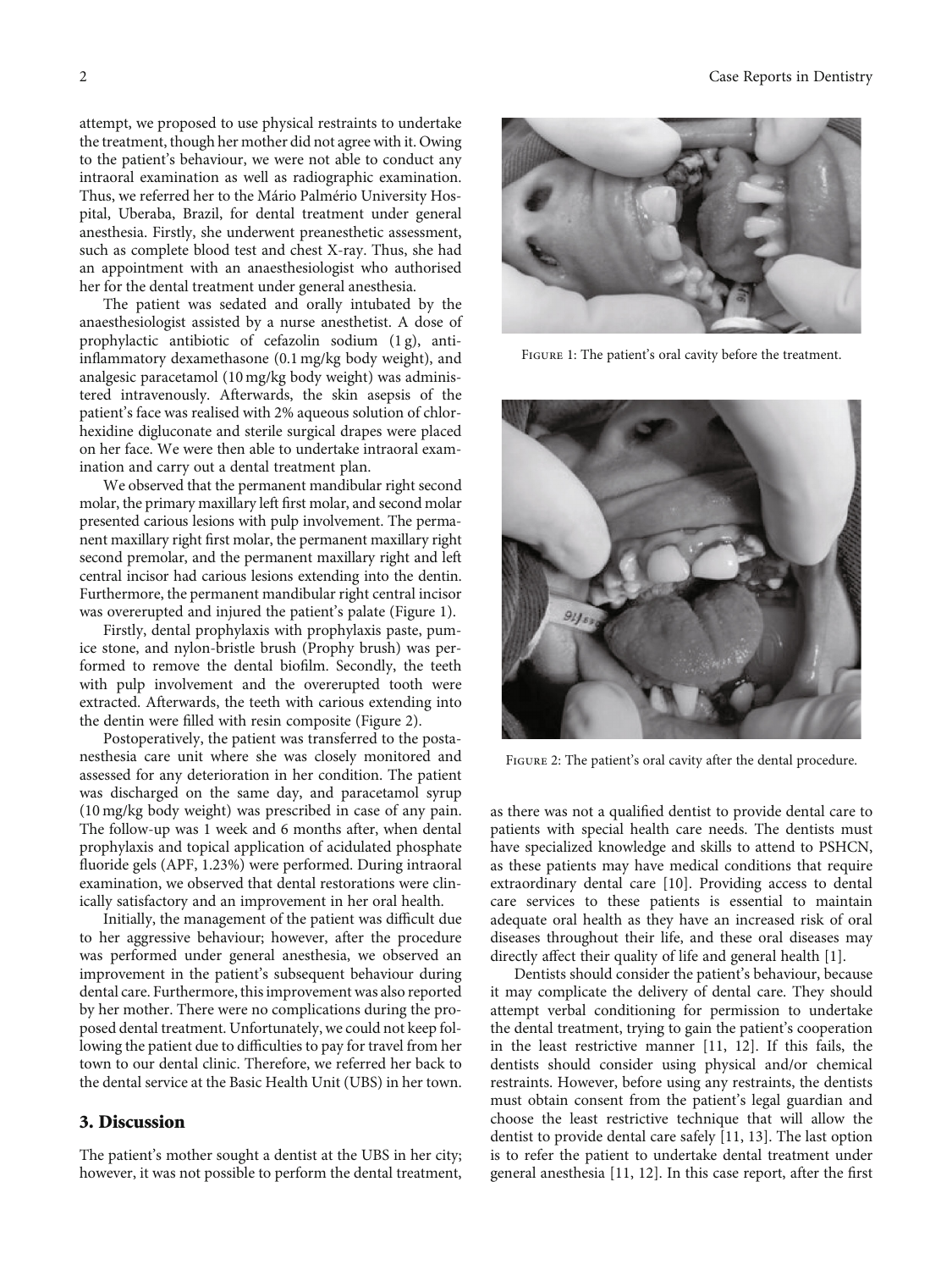attempt, we proposed to use physical restraints to undertake the treatment, though her mother did not agree with it. Owing to the patient's behaviour, we were not able to conduct any intraoral examination as well as radiographic examination. Thus, we referred her to the Mário Palmério University Hospital, Uberaba, Brazil, for dental treatment under general anesthesia. Firstly, she underwent preanesthetic assessment, such as complete blood test and chest X-ray. Thus, she had an appointment with an anaesthesiologist who authorised her for the dental treatment under general anesthesia.

The patient was sedated and orally intubated by the anaesthesiologist assisted by a nurse anesthetist. A dose of prophylactic antibiotic of cefazolin sodium (1 g), anti-inflammatory dexamethasone (0.1 mg/kg body weight), and analgesic paracetamol (10 mg/kg body weight) was administered intravenously. Afterwards, the skin asepsis of the patient's face was realised with 2% aqueous solution of chlorhexidine digluconate and sterile surgical drapes were placed on her face. We were then able to undertake intraoral examination and carry out a dental treatment plan.

We observed that the permanent mandibular right second molar, the primary maxillary left first molar, and second molar presented carious lesions with pulp involvement. The permanent maxillary right first molar, the permanent maxillary right second premolar, and the permanent maxillary right and left central incisor had carious lesions extending into the dentin. Furthermore, the permanent mandibular right central incisor was overerupted and injured the patient's palate (Figure 1).

Firstly, dental prophylaxis with prophylaxis paste, pumice stone, and nylon-bristle brush (Prophy brush) was performed to remove the dental biofilm. Secondly, the teeth with pulp involvement and the overerupted tooth were extracted. Afterwards, the teeth with carious extending into the dentin were filled with resin composite (Figure 2).

Postoperatively, the patient was transferred to the postanesthesia care unit where she was closely monitored and assessed for any deterioration in her condition. The patient was discharged on the same day, and paracetamol syrup (10 mg/kg body weight) was prescribed in case of any pain. The follow-up was 1 week and 6 months after, when dental prophylaxis and topical application of acidulated phosphate fluoride gels (APF, 1.23%) were performed. During intraoral examination, we observed that dental restorations were clinically satisfactory and an improvement in her oral health.

Initially, the management of the patient was difficult due to her aggressive behaviour; however, after the procedure was performed under general anesthesia, we observed an improvement in the patient's subsequent behaviour during dental care. Furthermore, this improvement was also reported by her mother. There were no complications during the proposed dental treatment. Unfortunately, we could not keep following the patient due to difficulties to pay for travel from her town to our dental clinic. Therefore, we referred her back to the dental service at the Basic Health Unit (UBS) in her town.

Figure 1: The patient's oral cavity before the treatment.

Figure 2: The patient's oral cavity after the dental procedure.

## 3. Discussion

The patient's mother sought a dentist at the UBS in her city; however, it was not possible to perform the dental treatment, as there was not a qualified dentist to provide dental care to patients with special health care needs. The dentists must have specialized knowledge and skills to attend to PSHCN, as these patients may have medical conditions that require extraordinary dental care [10]. Providing access to dental care services to these patients is essential to maintain adequate oral health as they have an increased risk of oral diseases throughout their life, and these oral diseases may directly affect their quality of life and general health [1].

Dentists should consider the patient's behaviour, because it may complicate the delivery of dental care. They should attempt verbal conditioning for permission to undertake the dental treatment, trying to gain the patient's cooperation in the least restrictive manner [11, 12]. If this fails, the dentists should consider using physical and/or chemical restraints. However, before using any restraints, the dentists must obtain consent from the patient's legal guardian and choose the least restrictive technique that will allow the dentist to provide dental care safely [11, 13]. The last option is to refer the patient to undertake dental treatment under general anesthesia [11, 12]. In this case report, after the first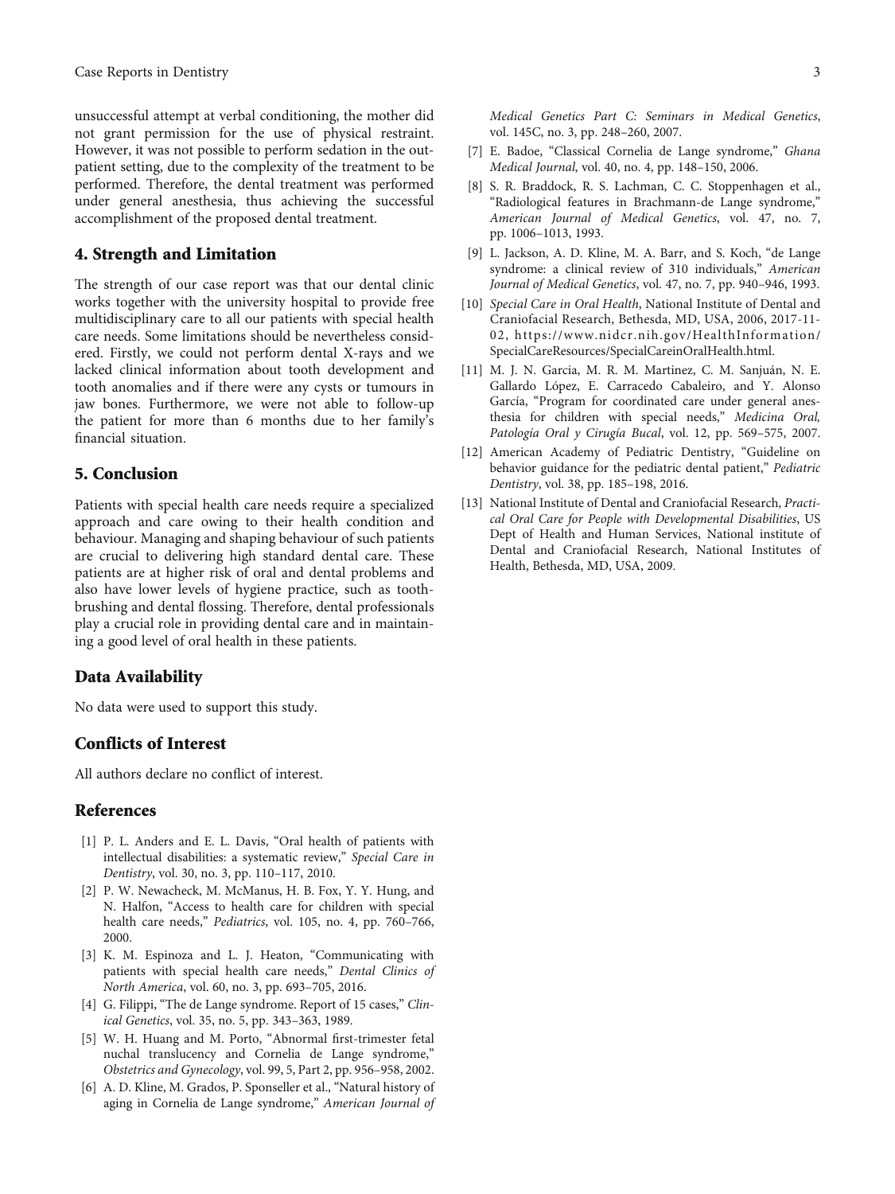unsuccessful attempt at verbal conditioning, the mother did not grant permission for the use of physical restraint. However, it was not possible to perform sedation in the outpatient setting, due to the complexity of the treatment to be performed. Therefore, the dental treatment was performed under general anesthesia, thus achieving the successful accomplishment of the proposed dental treatment.

## 4. Strength and Limitation

The strength of our case report was that our dental clinic works together with the university hospital to provide free multidisciplinary care to all our patients with special health care needs. Some limitations should be nevertheless considered. Firstly, we could not perform dental X-rays and we lacked clinical information about tooth development and tooth anomalies and if there were any cysts or tumours in jaw bones. Furthermore, we were not able to follow-up the patient for more than 6 months due to her family's financial situation.

## 5. Conclusion

Patients with special health care needs require a specialized approach and care owing to their health condition and behaviour. Managing and shaping behaviour of such patients are crucial to delivering high standard dental care. These patients are at higher risk of oral and dental problems and also have lower levels of hygiene practice, such as toothbrushing and dental flossing. Therefore, dental professionals play a crucial role in providing dental care and in maintaining a good level of oral health in these patients.

## Data Availability

No data were used to support this study.

## Conflicts of Interest

All authors declare no conflict of interest.

## References

[1] P. L. Anders and E. L. Davis, "Oral health of patients with intellectual disabilities: a systematic review," *Special Care in Dentistry*, vol. 30, no. 3, pp. 110–117, 2010.

[2] P. W. Newacheck, M. McManus, H. B. Fox, Y. Y. Hung, and N. Halfon, "Access to health care for children with special health care needs," *Pediatrics*, vol. 105, no. 4, pp. 760–766, 2000.

[3] K. M. Espinoza and L. J. Heaton, "Communicating with patients with special health care needs," *Dental Clinics of North America*, vol. 60, no. 3, pp. 693–705, 2016.

[4] G. Filippi, "The de Lange syndrome. Report of 15 cases," *Clinical Genetics*, vol. 35, no. 5, pp. 343–363, 1989.

[5] W. H. Huang and M. Porto, "Abnormal first-trimester fetal nuchal translucency and Cornelia de Lange syndrome," *Obstetrics and Gynecology*, vol. 99, 5, Part 2, pp. 956–958, 2002.

[6] A. D. Kline, M. Grados, P. Sponseller et al., "Natural history of aging in Cornelia de Lange syndrome," *American Journal of Medical Genetics Part C: Seminars in Medical Genetics*, vol. 145C, no. 3, pp. 248–260, 2007.

[7] E. Badoe, "Classical Cornelia de Lange syndrome," *Ghana Medical Journal*, vol. 40, no. 4, pp. 148–150, 2006.

[8] S. R. Braddock, R. S. Lachman, C. C. Stoppenhagen et al., "Radiological features in Brachmann-de Lange syndrome," *American Journal of Medical Genetics*, vol. 47, no. 7, pp. 1006–1013, 1993.

[9] L. Jackson, A. D. Kline, M. A. Barr, and S. Koch, "de Lange syndrome: a clinical review of 310 individuals," *American Journal of Medical Genetics*, vol. 47, no. 7, pp. 940–946, 1993.

[10] *Special Care in Oral Health*, National Institute of Dental and Craniofacial Research, Bethesda, MD, USA, 2006, 2017-11-02, https://www.nidcr.nih.gov/HealthInformation/SpecialCareResources/SpecialCareinOralHealth.html.

[11] M. J. N. Garcia, M. R. M. Martinez, C. M. Sanjuán, N. E. Gallardo López, E. Carracedo Cabaleiro, and Y. Alonso García, "Program for coordinated care under general anesthesia for children with special needs," *Medicina Oral, Patología Oral y Cirugía Bucal*, vol. 12, pp. 569–575, 2007.

[12] American Academy of Pediatric Dentistry, "Guideline on behavior guidance for the pediatric dental patient," *Pediatric Dentistry*, vol. 38, pp. 185–198, 2016.

[13] National Institute of Dental and Craniofacial Research, *Practical Oral Care for People with Developmental Disabilities*, US Dept of Health and Human Services, National institute of Dental and Craniofacial Research, National Institutes of Health, Bethesda, MD, USA, 2009.